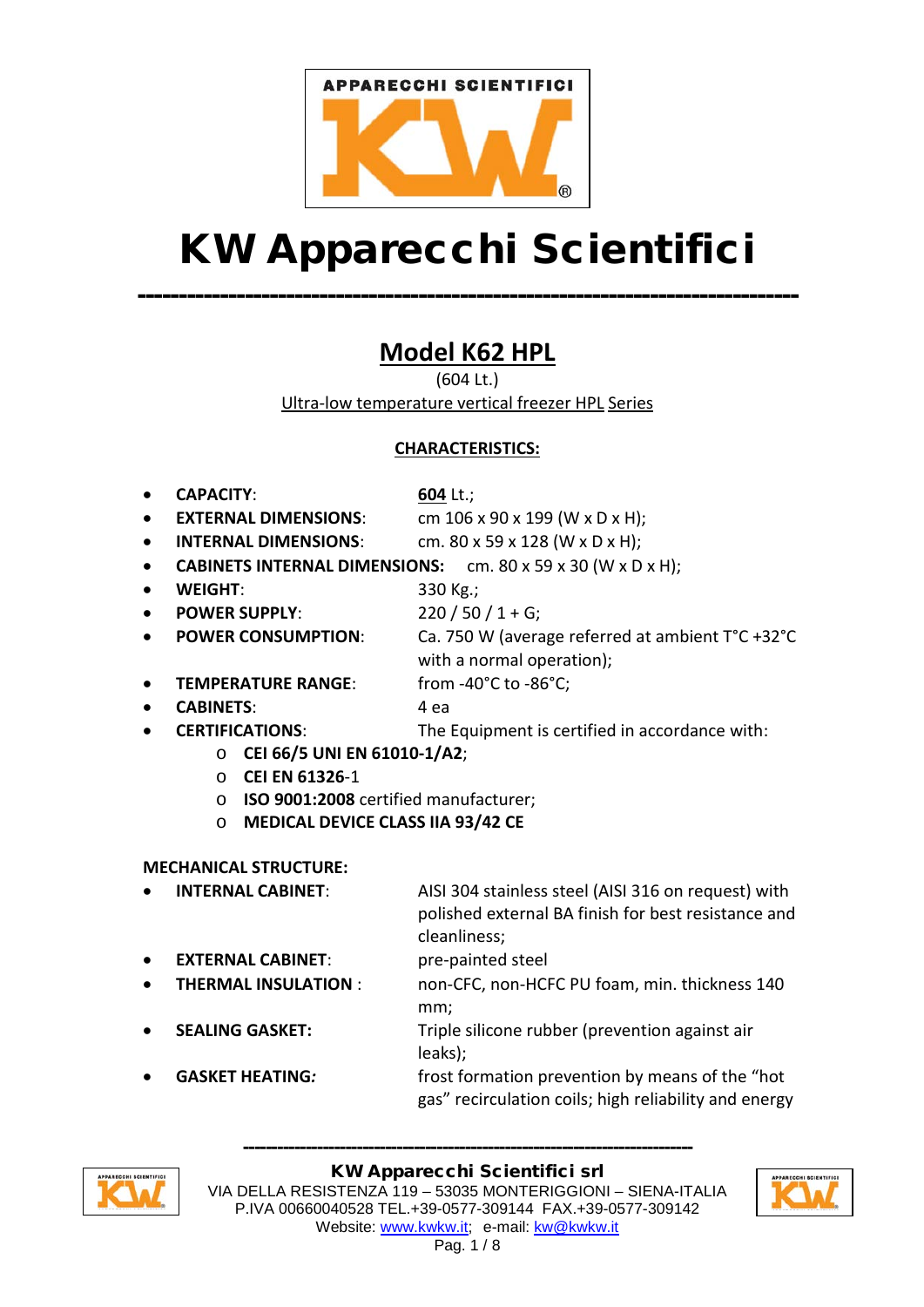# KW Apparecchi Scientifici

---

## Model K62 HPL

(604 Lt.)

Ultra-low temperature vertical freezer HPL Series

### CHARACTERISTICS:

- **CAPACITY**: **604** Lt.;
- **EXTERNAL DIMENSIONS**: cm 106 x 90 x 199 (W x D x H);
- **INTERNAL DIMENSIONS**: cm. 80 x 59 x 128 (W x D x H);
- **CABINETS INTERNAL DIMENSIONS**: cm. 80 x 59 x 30 (W x D x H);
- **WEIGHT**: 330 Kg.;
- **POWER SUPPLY**: 220 / 50 / 1 + G;
- **POWER CONSUMPTION**: Ca. 750 W (average referred at ambient T°C +32°C with a normal operation);
- **TEMPERATURE RANGE**: from -40°C to -86°C;
- **CABINETS**: 4 ea
- **CERTIFICATIONS**: The Equipment is certified in accordance with:
  - **CEI 66/5 UNI EN 61010-1/A2**;
  - **CEI EN 61326**-1
  - **ISO 9001:2008** certified manufacturer;
  - **MEDICAL DEVICE CLASS IIA 93/42 CE**

**MECHANICAL STRUCTURE:**

- **INTERNAL CABINET**: AISI 304 stainless steel (AISI 316 on request) with polished external BA finish for best resistance and cleanliness;
- **EXTERNAL CABINET**: pre-painted steel
- **THERMAL INSULATION** : non-CFC, non-HCFC PU foam, min. thickness 140 mm;
- **SEALING GASKET:** Triple silicone rubber (prevention against air leaks);
- **GASKET HEATING:** frost formation prevention by means of the “hot gas” recirculation coils; high reliability and energy

---

KW Apparecchi Scientifici srl
VIA DELLA RESISTENZA 119 – 53035 MONTERIGGIONI – SIENA-ITALIA
P.IVA 00660040528 TEL.+39-0577-309144 FAX.+39-0577-309142
Website: www.kwkw.it; e-mail: kw@kwkw.it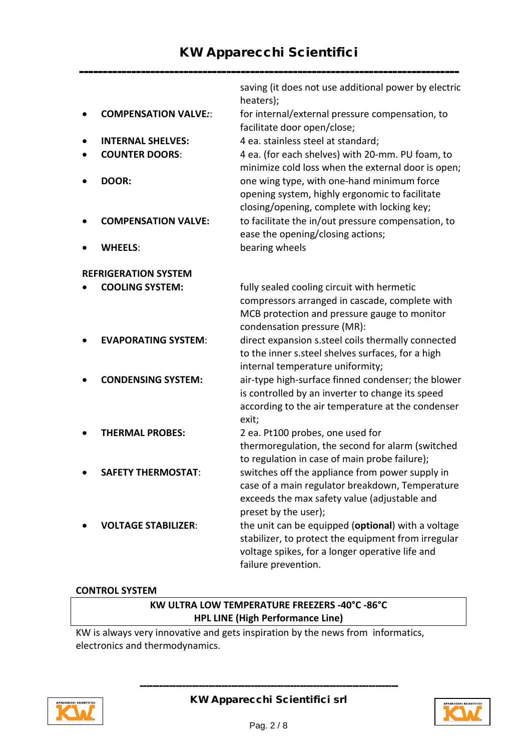saving (it does not use additional power by electric heaters);

- **COMPENSATION VALVE:**: for internal/external pressure compensation, to facilitate door open/close;
- **INTERNAL SHELVES:** 4 ea. stainless steel at standard;
- **COUNTER DOORS**: 4 ea. (for each shelves) with 20-mm. PU foam, to minimize cold loss when the external door is open;
- **DOOR:** one wing type, with one-hand minimum force opening system, highly ergonomic to facilitate closing/opening, complete with locking key;
- **COMPENSATION VALVE:** to facilitate the in/out pressure compensation, to ease the opening/closing actions;
- **WHEELS**: bearing wheels

**REFRIGERATION SYSTEM**

- **COOLING SYSTEM:** fully sealed cooling circuit with hermetic compressors arranged in cascade, complete with MCB protection and pressure gauge to monitor condensation pressure (MR):
- **EVAPORATING SYSTEM**: direct expansion s.steel coils thermally connected to the inner s.steel shelves surfaces, for a high internal temperature uniformity;
- **CONDENSING SYSTEM:** air-type high-surface finned condenser; the blower is controlled by an inverter to change its speed according to the air temperature at the condenser exit;
- **THERMAL PROBES:** 2 ea. Pt100 probes, one used for thermoregulation, the second for alarm (switched to regulation in case of main probe failure);
- **SAFETY THERMOSTAT**: switches off the appliance from power supply in case of a main regulator breakdown, Temperature exceeds the max safety value (adjustable and preset by the user);
- **VOLTAGE STABILIZER**: the unit can be equipped (**optional**) with a voltage stabilizer, to protect the equipment from irregular voltage spikes, for a longer operative life and failure prevention.

**CONTROL SYSTEM**

| **KW ULTRA LOW TEMPERATURE FREEZERS -40°C -86°C**<br>**HPL LINE (High Performance Line)** |
|---|

KW is always very innovative and gets inspiration by the news from informatics, electronics and thermodynamics.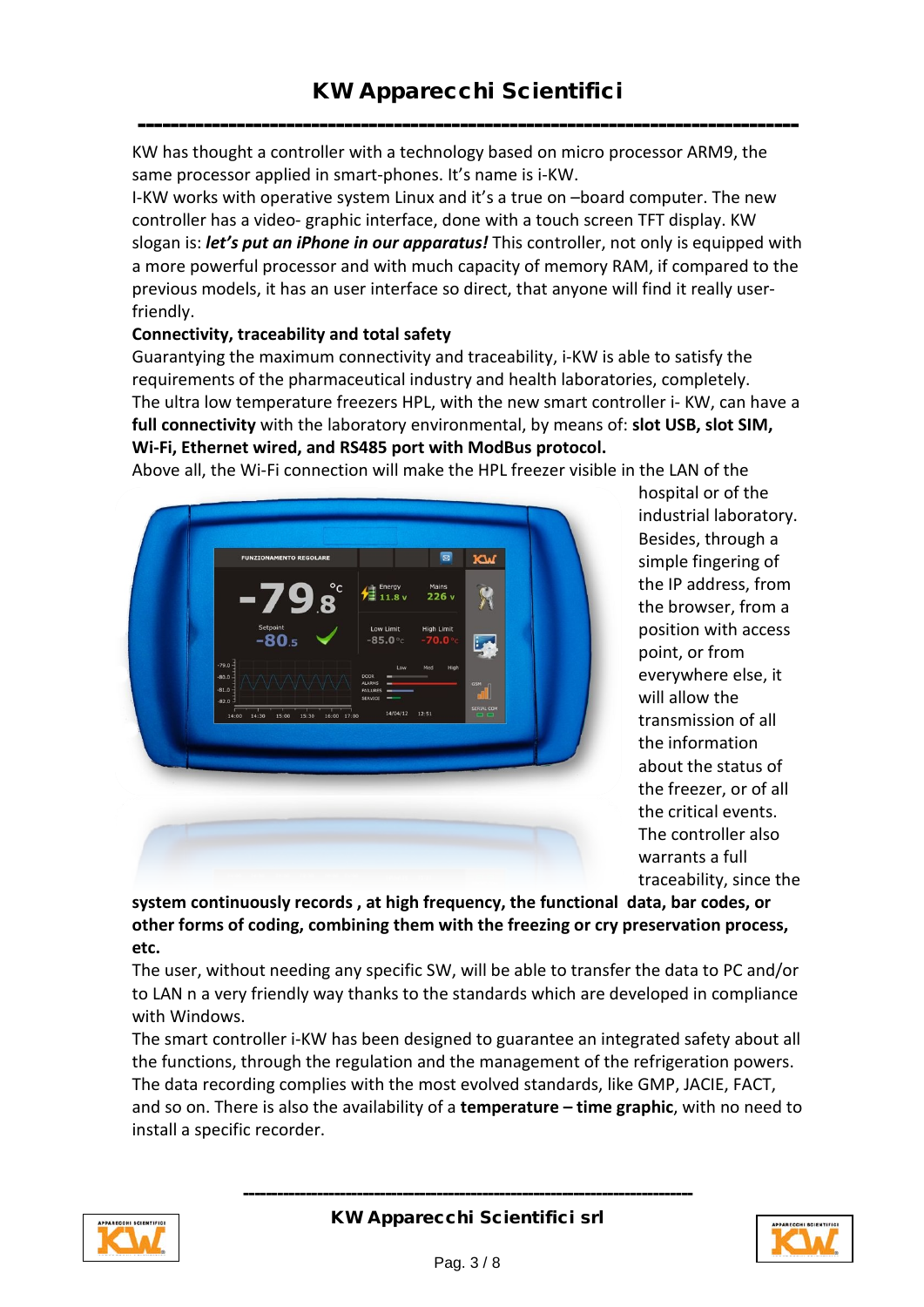# KW Apparecchi Scientifici

KW has thought a controller with a technology based on micro processor ARM9, the same processor applied in smart-phones. It's name is i-KW.

I-KW works with operative system Linux and it's a true on –board computer. The new controller has a video- graphic interface, done with a touch screen TFT display. KW slogan is: ***let's put an iPhone in our apparatus!*** This controller, not only is equipped with a more powerful processor and with much capacity of memory RAM, if compared to the previous models, it has an user interface so direct, that anyone will find it really user-friendly.

**Connectivity, traceability and total safety**

Guarantying the maximum connectivity and traceability, i-KW is able to satisfy the requirements of the pharmaceutical industry and health laboratories, completely.

The ultra low temperature freezers HPL, with the new smart controller i- KW, can have a **full connectivity** with the laboratory environmental, by means of: **slot USB, slot SIM, Wi-Fi, Ethernet wired, and RS485 port with ModBus protocol.**

Above all, the Wi-Fi connection will make the HPL freezer visible in the LAN of the hospital or of the industrial laboratory. Besides, through a simple fingering of the IP address, from the browser, from a position with access point, or from everywhere else, it will allow the transmission of all the information about the status of the freezer, or of all the critical events. The controller also warrants a full traceability, since the **system continuously records , at high frequency, the functional data, bar codes, or other forms of coding, combining them with the freezing or cry preservation process, etc.**

The user, without needing any specific SW, will be able to transfer the data to PC and/or to LAN n a very friendly way thanks to the standards which are developed in compliance with Windows.

The smart controller i-KW has been designed to guarantee an integrated safety about all the functions, through the regulation and the management of the refrigeration powers. The data recording complies with the most evolved standards, like GMP, JACIE, FACT, and so on. There is also the availability of a **temperature – time graphic**, with no need to install a specific recorder.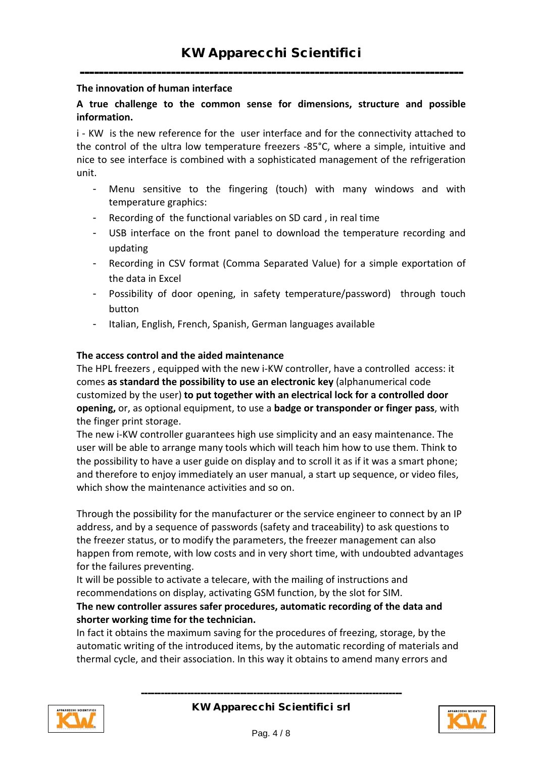**The innovation of human interface**

**A true challenge to the common sense for dimensions, structure and possible information.**

i - KW is the new reference for the user interface and for the connectivity attached to the control of the ultra low temperature freezers -85°C, where a simple, intuitive and nice to see interface is combined with a sophisticated management of the refrigeration unit.

- Menu sensitive to the fingering (touch) with many windows and with temperature graphics:
- Recording of the functional variables on SD card , in real time
- USB interface on the front panel to download the temperature recording and updating
- Recording in CSV format (Comma Separated Value) for a simple exportation of the data in Excel
- Possibility of door opening, in safety temperature/password) through touch button
- Italian, English, French, Spanish, German languages available

**The access control and the aided maintenance**

The HPL freezers , equipped with the new i-KW controller, have a controlled access: it comes **as standard the possibility to use an electronic key** (alphanumerical code customized by the user) **to put together with an electrical lock for a controlled door opening,** or, as optional equipment, to use a **badge or transponder or finger pass**, with the finger print storage.

The new i-KW controller guarantees high use simplicity and an easy maintenance. The user will be able to arrange many tools which will teach him how to use them. Think to the possibility to have a user guide on display and to scroll it as if it was a smart phone; and therefore to enjoy immediately an user manual, a start up sequence, or video files, which show the maintenance activities and so on.

Through the possibility for the manufacturer or the service engineer to connect by an IP address, and by a sequence of passwords (safety and traceability) to ask questions to the freezer status, or to modify the parameters, the freezer management can also happen from remote, with low costs and in very short time, with undoubted advantages for the failures preventing.

It will be possible to activate a telecare, with the mailing of instructions and recommendations on display, activating GSM function, by the slot for SIM.

**The new controller assures safer procedures, automatic recording of the data and shorter working time for the technician.**

In fact it obtains the maximum saving for the procedures of freezing, storage, by the automatic writing of the introduced items, by the automatic recording of materials and thermal cycle, and their association. In this way it obtains to amend many errors and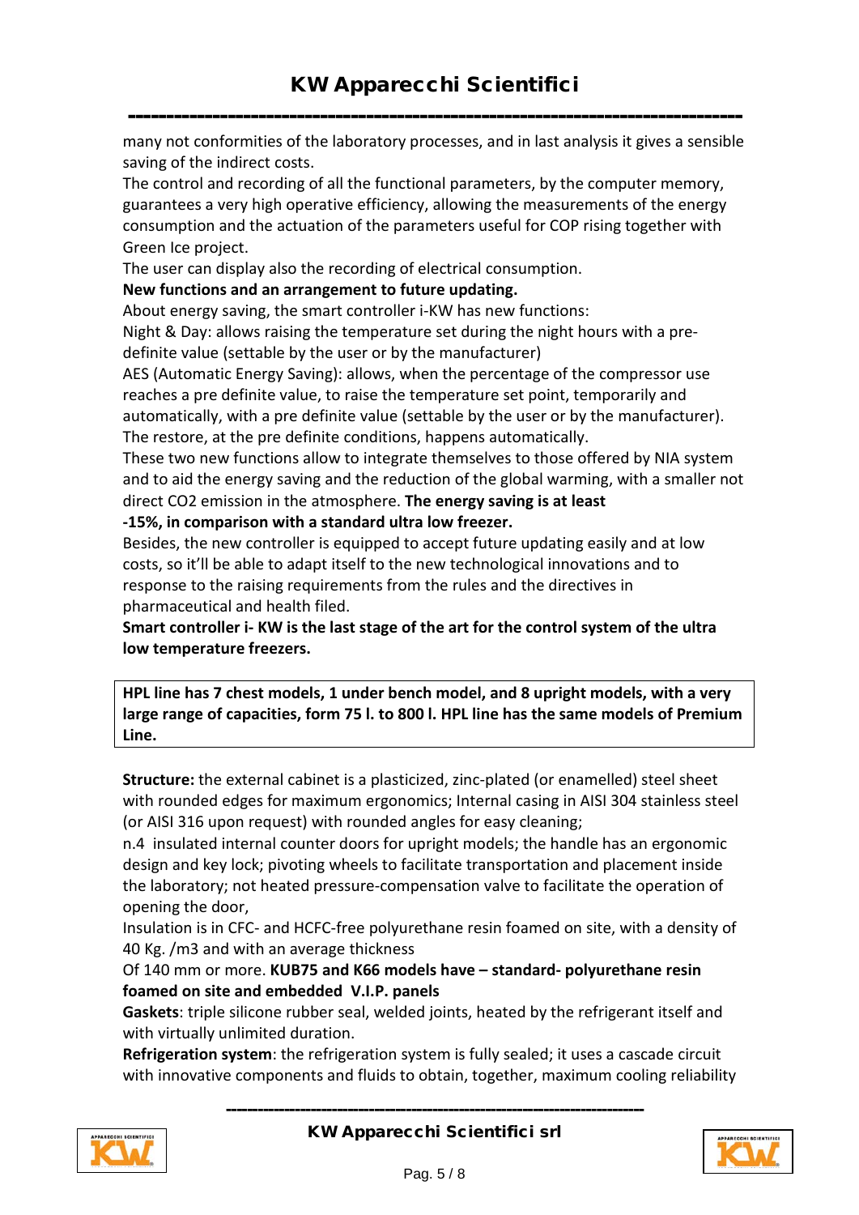many not conformities of the laboratory processes, and in last analysis it gives a sensible saving of the indirect costs.

The control and recording of all the functional parameters, by the computer memory, guarantees a very high operative efficiency, allowing the measurements of the energy consumption and the actuation of the parameters useful for COP rising together with Green Ice project.

The user can display also the recording of electrical consumption.

**New functions and an arrangement to future updating.**

About energy saving, the smart controller i-KW has new functions:

Night & Day: allows raising the temperature set during the night hours with a pre-definite value (settable by the user or by the manufacturer)

AES (Automatic Energy Saving): allows, when the percentage of the compressor use reaches a pre definite value, to raise the temperature set point, temporarily and automatically, with a pre definite value (settable by the user or by the manufacturer). The restore, at the pre definite conditions, happens automatically.

These two new functions allow to integrate themselves to those offered by NIA system and to aid the energy saving and the reduction of the global warming, with a smaller not direct $CO_2$ emission in the atmosphere. **The energy saving is at least -15%, in comparison with a standard ultra low freezer.**

Besides, the new controller is equipped to accept future updating easily and at low costs, so it'll be able to adapt itself to the new technological innovations and to response to the raising requirements from the rules and the directives in pharmaceutical and health filed.

**Smart controller i- KW is the last stage of the art for the control system of the ultra low temperature freezers.**

**HPL line has 7 chest models, 1 under bench model, and 8 upright models, with a very large range of capacities, form 75 l. to 800 l. HPL line has the same models of Premium Line.**

**Structure:** the external cabinet is a plasticized, zinc-plated (or enamelled) steel sheet with rounded edges for maximum ergonomics; Internal casing in AISI 304 stainless steel (or AISI 316 upon request) with rounded angles for easy cleaning;

n.4 insulated internal counter doors for upright models; the handle has an ergonomic design and key lock; pivoting wheels to facilitate transportation and placement inside the laboratory; not heated pressure-compensation valve to facilitate the operation of opening the door,

Insulation is in CFC- and HCFC-free polyurethane resin foamed on site, with a density of 40 Kg. /m3 and with an average thickness

Of 140 mm or more. **KUB75 and K66 models have – standard- polyurethane resin foamed on site and embedded V.I.P. panels**

**Gaskets**: triple silicone rubber seal, welded joints, heated by the refrigerant itself and with virtually unlimited duration.

**Refrigeration system**: the refrigeration system is fully sealed; it uses a cascade circuit with innovative components and fluids to obtain, together, maximum cooling reliability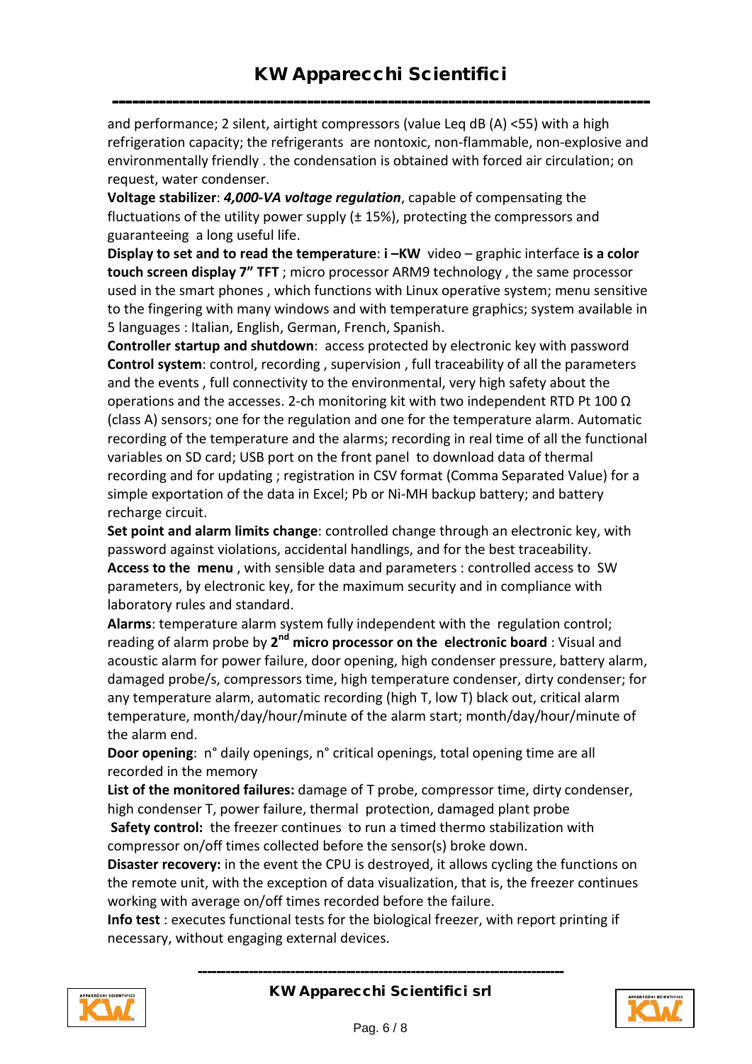and performance; 2 silent, airtight compressors (value Leq dB (A) <55) with a high refrigeration capacity; the refrigerants are nontoxic, non-flammable, non-explosive and environmentally friendly . the condensation is obtained with forced air circulation; on request, water condenser.

**Voltage stabilizer**: ***4,000-VA voltage regulation***, capable of compensating the fluctuations of the utility power supply (± 15%), protecting the compressors and guaranteeing a long useful life.

**Display to set and to read the temperature**: **i –KW** video – graphic interface **is a color touch screen display 7" TFT** ; micro processor ARM9 technology , the same processor used in the smart phones , which functions with Linux operative system; menu sensitive to the fingering with many windows and with temperature graphics; system available in 5 languages : Italian, English, German, French, Spanish.

**Controller startup and shutdown**: access protected by electronic key with password

**Control system**: control, recording , supervision , full traceability of all the parameters and the events , full connectivity to the environmental, very high safety about the operations and the accesses. 2-ch monitoring kit with two independent RTD Pt 100 Ω (class A) sensors; one for the regulation and one for the temperature alarm. Automatic recording of the temperature and the alarms; recording in real time of all the functional variables on SD card; USB port on the front panel to download data of thermal recording and for updating ; registration in CSV format (Comma Separated Value) for a simple exportation of the data in Excel; Pb or Ni-MH backup battery; and battery recharge circuit.

**Set point and alarm limits change**: controlled change through an electronic key, with password against violations, accidental handlings, and for the best traceability.

**Access to the menu** , with sensible data and parameters : controlled access to SW parameters, by electronic key, for the maximum security and in compliance with laboratory rules and standard.

**Alarms**: temperature alarm system fully independent with the regulation control; reading of alarm probe by **2nd micro processor on the electronic board** : Visual and acoustic alarm for power failure, door opening, high condenser pressure, battery alarm, damaged probe/s, compressors time, high temperature condenser, dirty condenser; for any temperature alarm, automatic recording (high T, low T) black out, critical alarm temperature, month/day/hour/minute of the alarm start; month/day/hour/minute of the alarm end.

**Door opening**: n° daily openings, n° critical openings, total opening time are all recorded in the memory

**List of the monitored failures:** damage of T probe, compressor time, dirty condenser, high condenser T, power failure, thermal protection, damaged plant probe

**Safety control:** the freezer continues to run a timed thermo stabilization with compressor on/off times collected before the sensor(s) broke down.

**Disaster recovery:** in the event the CPU is destroyed, it allows cycling the functions on the remote unit, with the exception of data visualization, that is, the freezer continues working with average on/off times recorded before the failure.

**Info test** : executes functional tests for the biological freezer, with report printing if necessary, without engaging external devices.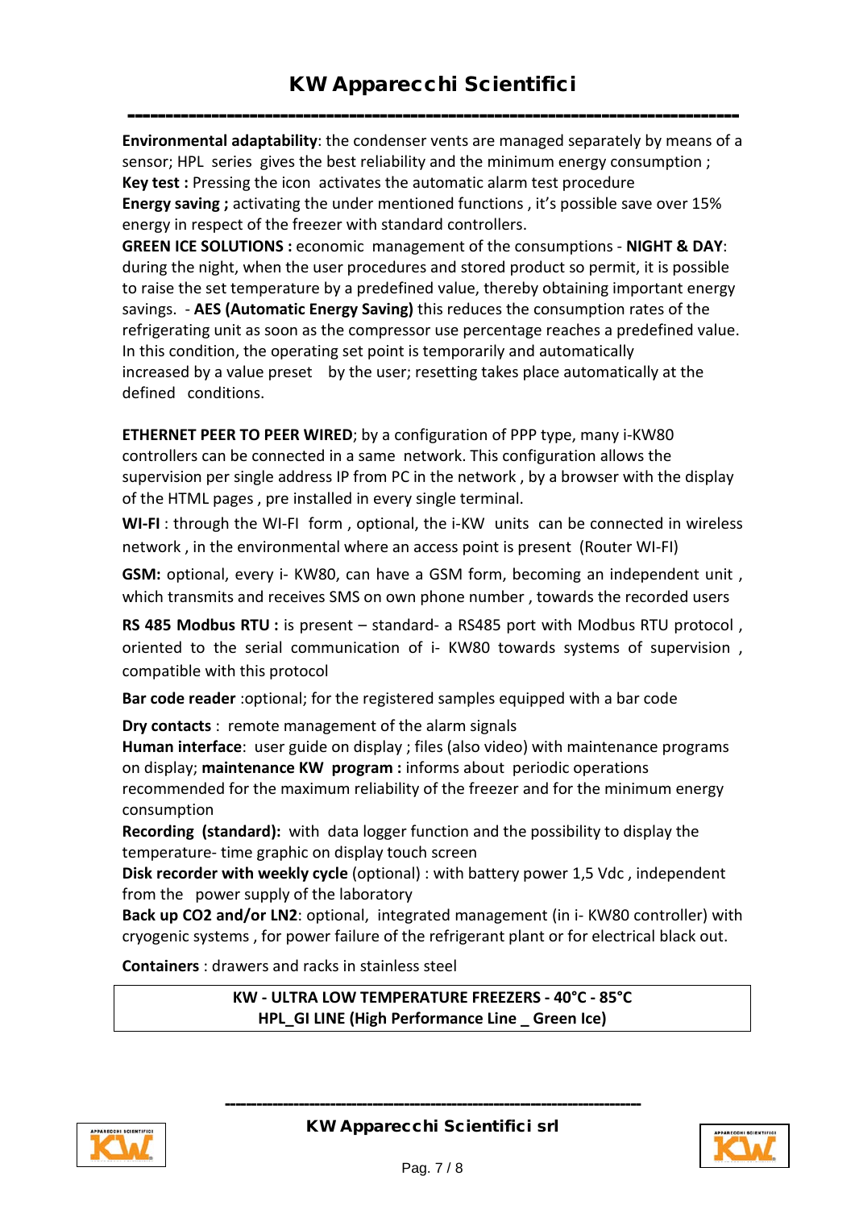**Environmental adaptability**: the condenser vents are managed separately by means of a sensor; HPL series gives the best reliability and the minimum energy consumption ;
**Key test :** Pressing the icon activates the automatic alarm test procedure
**Energy saving ;** activating the under mentioned functions , it's possible save over 15% energy in respect of the freezer with standard controllers.
**GREEN ICE SOLUTIONS :** economic management of the consumptions - **NIGHT & DAY**: during the night, when the user procedures and stored product so permit, it is possible to raise the set temperature by a predefined value, thereby obtaining important energy savings. - **AES (Automatic Energy Saving)** this reduces the consumption rates of the refrigerating unit as soon as the compressor use percentage reaches a predefined value. In this condition, the operating set point is temporarily and automatically increased by a value preset by the user; resetting takes place automatically at the defined conditions.

**ETHERNET PEER TO PEER WIRED**; by a configuration of PPP type, many i-KW80 controllers can be connected in a same network. This configuration allows the supervision per single address IP from PC in the network , by a browser with the display of the HTML pages , pre installed in every single terminal.

**WI-FI** : through the WI-FI form , optional, the i-KW units can be connected in wireless network , in the environmental where an access point is present (Router WI-FI)

**GSM:** optional, every i- KW80, can have a GSM form, becoming an independent unit , which transmits and receives SMS on own phone number , towards the recorded users

**RS 485 Modbus RTU :** is present – standard- a RS485 port with Modbus RTU protocol , oriented to the serial communication of i- KW80 towards systems of supervision , compatible with this protocol

**Bar code reader** :optional; for the registered samples equipped with a bar code

**Dry contacts** : remote management of the alarm signals
**Human interface**: user guide on display ; files (also video) with maintenance programs on display; **maintenance KW program :** informs about periodic operations recommended for the maximum reliability of the freezer and for the minimum energy consumption
**Recording (standard):** with data logger function and the possibility to display the temperature- time graphic on display touch screen
**Disk recorder with weekly cycle** (optional) : with battery power 1,5 Vdc , independent from the power supply of the laboratory
**Back up CO2 and/or LN2**: optional, integrated management (in i- KW80 controller) with cryogenic systems , for power failure of the refrigerant plant or for electrical black out.

**Containers** : drawers and racks in stainless steel

**KW - ULTRA LOW TEMPERATURE FREEZERS - 40°C - 85°C**
**HPL_GI LINE (High Performance Line _ Green Ice)**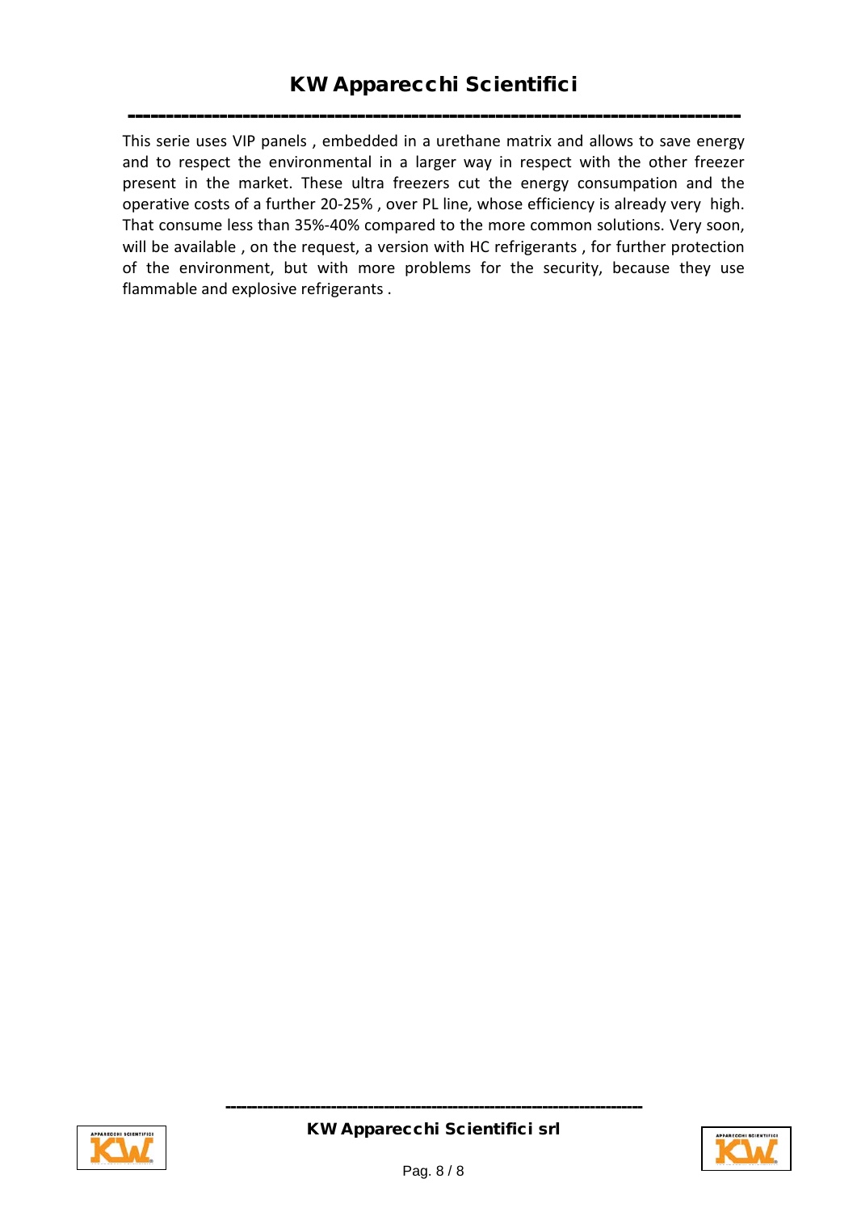This serie uses VIP panels , embedded in a urethane matrix and allows to save energy and to respect the environmental in a larger way in respect with the other freezer present in the market. These ultra freezers cut the energy consumpation and the operative costs of a further 20-25% , over PL line, whose efficiency is already very high. That consume less than 35%-40% compared to the more common solutions. Very soon, will be available , on the request, a version with HC refrigerants , for further protection of the environment, but with more problems for the security, because they use flammable and explosive refrigerants .